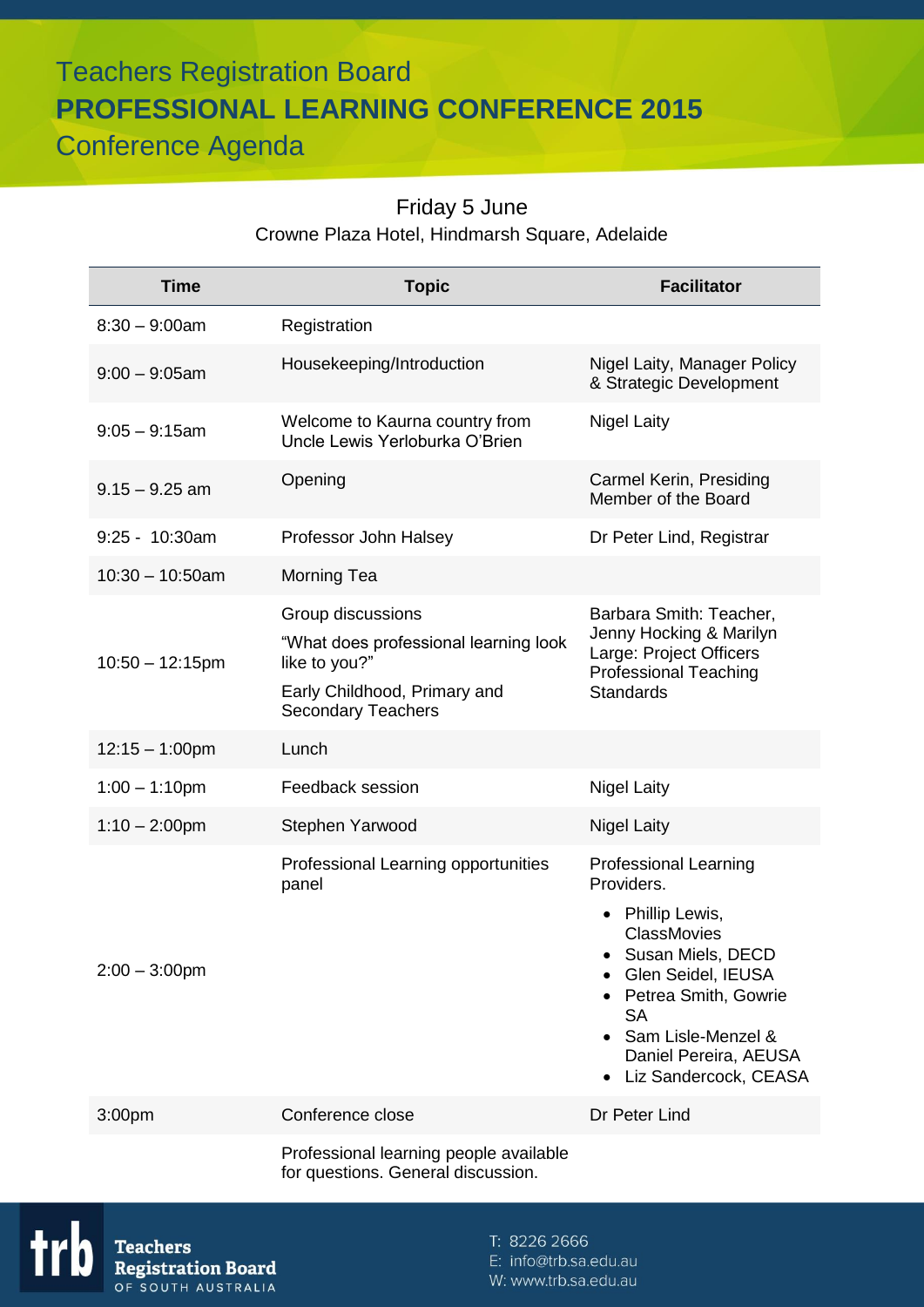# Teachers Registration Board
## PROFESSIONAL LEARNING CONFERENCE 2015
### Conference Agenda

Friday 5 June

Crowne Plaza Hotel, Hindmarsh Square, Adelaide

| Time | Topic | Facilitator |
|---|---|---|
| 8:30 – 9:00am | Registration | |
| 9:00 – 9:05am | Housekeeping/Introduction | Nigel Laity, Manager Policy & Strategic Development |
| 9:05 – 9:15am | Welcome to Kaurna country from Uncle Lewis Yerloburka O'Brien | Nigel Laity |
| 9.15 – 9.25 am | Opening | Carmel Kerin, Presiding Member of the Board |
| 9:25 - 10:30am | Professor John Halsey | Dr Peter Lind, Registrar |
| 10:30 – 10:50am | Morning Tea | |
| 10:50 – 12:15pm | Group discussions<br>"What does professional learning look like to you?"<br>Early Childhood, Primary and Secondary Teachers | Barbara Smith: Teacher, Jenny Hocking & Marilyn Large: Project Officers Professional Teaching Standards |
| 12:15 – 1:00pm | Lunch | |
| 1:00 – 1:10pm | Feedback session | Nigel Laity |
| 1:10 – 2:00pm | Stephen Yarwood | Nigel Laity |
| 2:00 – 3:00pm | Professional Learning opportunities panel | Professional Learning Providers.<br>• Phillip Lewis, ClassMovies<br>• Susan Miels, DECD<br>• Glen Seidel, IEUSA<br>• Petrea Smith, Gowrie SA<br>• Sam Lisle-Menzel & Daniel Pereira, AEUSA<br>• Liz Sandercock, CEASA |
| 3:00pm | Conference close | Dr Peter Lind |
| | Professional learning people available for questions. General discussion. | |

**trb** Teachers Registration Board OF SOUTH AUSTRALIA

T: 8226 2666
E: info@trb.sa.edu.au
W: www.trb.sa.edu.au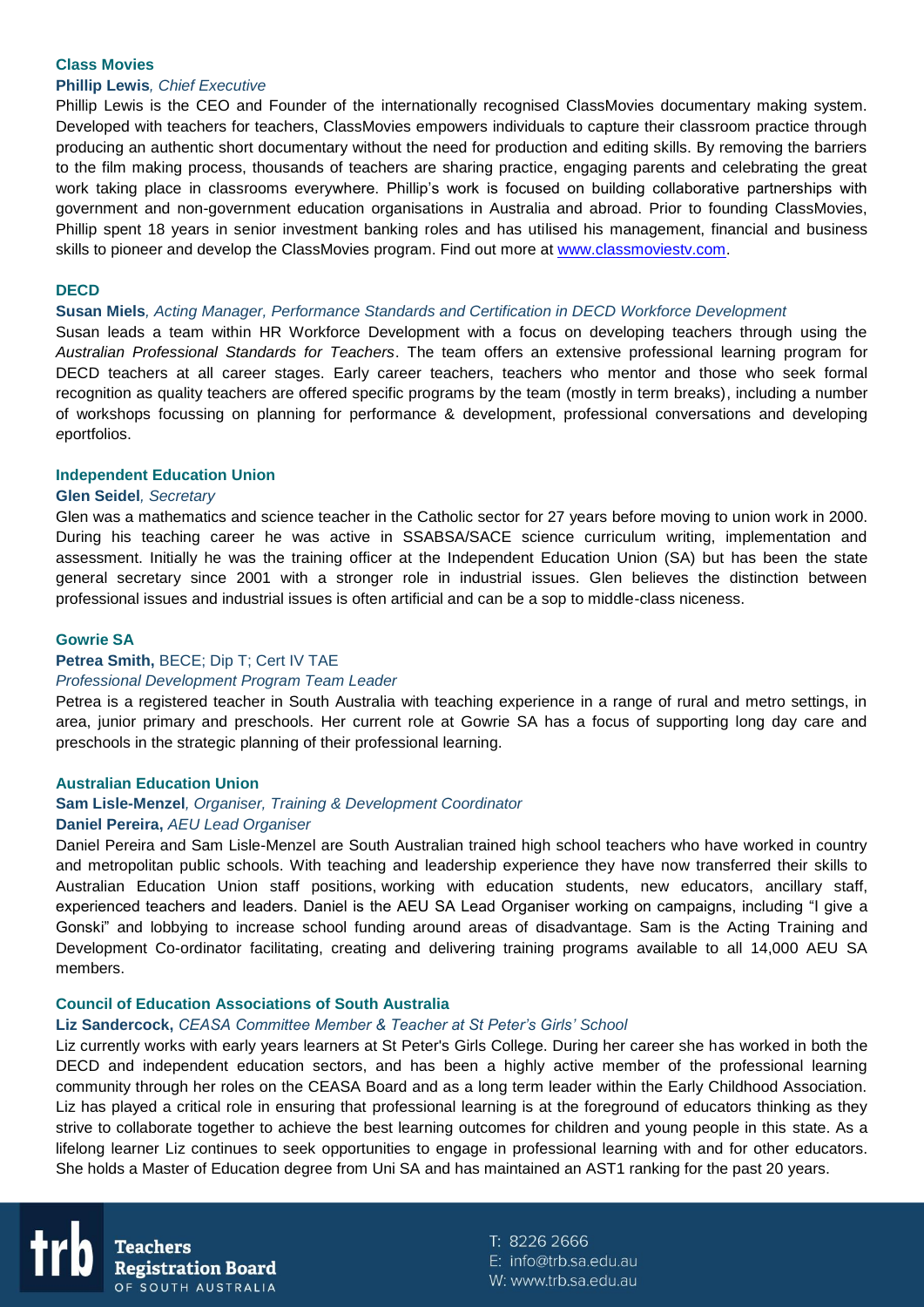### Class Movies

**Phillip Lewis**, *Chief Executive*

Phillip Lewis is the CEO and Founder of the internationally recognised ClassMovies documentary making system. Developed with teachers for teachers, ClassMovies empowers individuals to capture their classroom practice through producing an authentic short documentary without the need for production and editing skills. By removing the barriers to the film making process, thousands of teachers are sharing practice, engaging parents and celebrating the great work taking place in classrooms everywhere. Phillip's work is focused on building collaborative partnerships with government and non-government education organisations in Australia and abroad. Prior to founding ClassMovies, Phillip spent 18 years in senior investment banking roles and has utilised his management, financial and business skills to pioneer and develop the ClassMovies program. Find out more at www.classmoviestv.com.

### DECD

**Susan Miels**, *Acting Manager, Performance Standards and Certification in DECD Workforce Development*

Susan leads a team within HR Workforce Development with a focus on developing teachers through using the *Australian Professional Standards for Teachers*. The team offers an extensive professional learning program for DECD teachers at all career stages. Early career teachers, teachers who mentor and those who seek formal recognition as quality teachers are offered specific programs by the team (mostly in term breaks), including a number of workshops focussing on planning for performance & development, professional conversations and developing *e*portfolios.

### Independent Education Union

**Glen Seidel**, *Secretary*

Glen was a mathematics and science teacher in the Catholic sector for 27 years before moving to union work in 2000. During his teaching career he was active in SSABSA/SACE science curriculum writing, implementation and assessment. Initially he was the training officer at the Independent Education Union (SA) but has been the state general secretary since 2001 with a stronger role in industrial issues. Glen believes the distinction between professional issues and industrial issues is often artificial and can be a sop to middle-class niceness.

### Gowrie SA

**Petrea Smith,** BECE; Dip T; Cert IV TAE
*Professional Development Program Team Leader*

Petrea is a registered teacher in South Australia with teaching experience in a range of rural and metro settings, in area, junior primary and preschools. Her current role at Gowrie SA has a focus of supporting long day care and preschools in the strategic planning of their professional learning.

### Australian Education Union

**Sam Lisle-Menzel**, *Organiser, Training & Development Coordinator*
**Daniel Pereira,** *AEU Lead Organiser*

Daniel Pereira and Sam Lisle-Menzel are South Australian trained high school teachers who have worked in country and metropolitan public schools. With teaching and leadership experience they have now transferred their skills to Australian Education Union staff positions, working with education students, new educators, ancillary staff, experienced teachers and leaders. Daniel is the AEU SA Lead Organiser working on campaigns, including "I give a Gonski" and lobbying to increase school funding around areas of disadvantage. Sam is the Acting Training and Development Co-ordinator facilitating, creating and delivering training programs available to all 14,000 AEU SA members.

### Council of Education Associations of South Australia

**Liz Sandercock,** *CEASA Committee Member & Teacher at St Peter's Girls' School*

Liz currently works with early years learners at St Peter's Girls College. During her career she has worked in both the DECD and independent education sectors, and has been a highly active member of the professional learning community through her roles on the CEASA Board and as a long term leader within the Early Childhood Association. Liz has played a critical role in ensuring that professional learning is at the foreground of educators thinking as they strive to collaborate together to achieve the best learning outcomes for children and young people in this state. As a lifelong learner Liz continues to seek opportunities to engage in professional learning with and for other educators. She holds a Master of Education degree from Uni SA and has maintained an AST1 ranking for the past 20 years.

trb Teachers Registration Board OF SOUTH AUSTRALIA

T: 8226 2666
E: info@trb.sa.edu.au
W: www.trb.sa.edu.au